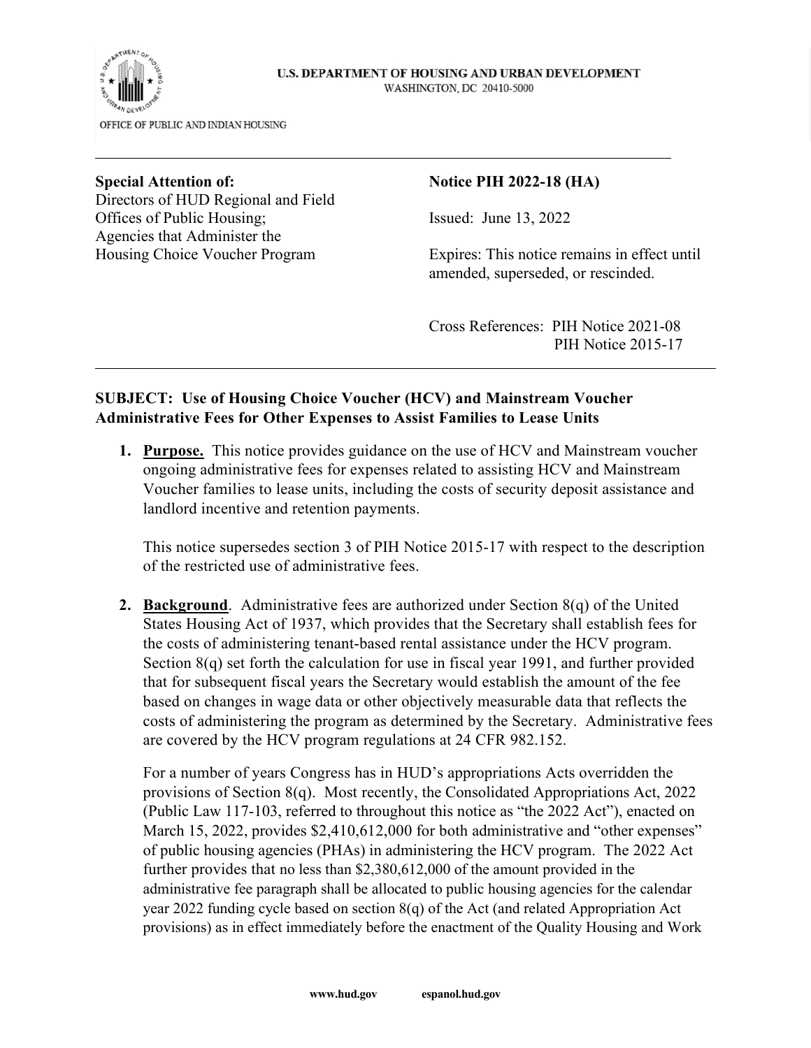U.S. DEPARTMENT OF HOUSING AND URBAN DEVELOPMENT
WASHINGTON, DC 20410-5000

OFFICE OF PUBLIC AND INDIAN HOUSING

---

**Special Attention of:**
Directors of HUD Regional and Field Offices of Public Housing; Agencies that Administer the Housing Choice Voucher Program

**Notice PIH 2022-18 (HA)**

Issued: June 13, 2022

Expires: This notice remains in effect until amended, superseded, or rescinded.

Cross References: PIH Notice 2021-08
PIH Notice 2015-17

---

**SUBJECT: Use of Housing Choice Voucher (HCV) and Mainstream Voucher Administrative Fees for Other Expenses to Assist Families to Lease Units**

1. **Purpose.** This notice provides guidance on the use of HCV and Mainstream voucher ongoing administrative fees for expenses related to assisting HCV and Mainstream Voucher families to lease units, including the costs of security deposit assistance and landlord incentive and retention payments.

   This notice supersedes section 3 of PIH Notice 2015-17 with respect to the description of the restricted use of administrative fees.

2. **Background**. Administrative fees are authorized under Section 8(q) of the United States Housing Act of 1937, which provides that the Secretary shall establish fees for the costs of administering tenant-based rental assistance under the HCV program. Section 8(q) set forth the calculation for use in fiscal year 1991, and further provided that for subsequent fiscal years the Secretary would establish the amount of the fee based on changes in wage data or other objectively measurable data that reflects the costs of administering the program as determined by the Secretary. Administrative fees are covered by the HCV program regulations at 24 CFR 982.152.

   For a number of years Congress has in HUD's appropriations Acts overridden the provisions of Section 8(q). Most recently, the Consolidated Appropriations Act, 2022 (Public Law 117-103, referred to throughout this notice as "the 2022 Act"), enacted on March 15, 2022, provides $2,410,612,000 for both administrative and "other expenses" of public housing agencies (PHAs) in administering the HCV program. The 2022 Act further provides that no less than $2,380,612,000 of the amount provided in the administrative fee paragraph shall be allocated to public housing agencies for the calendar year 2022 funding cycle based on section 8(q) of the Act (and related Appropriation Act provisions) as in effect immediately before the enactment of the Quality Housing and Work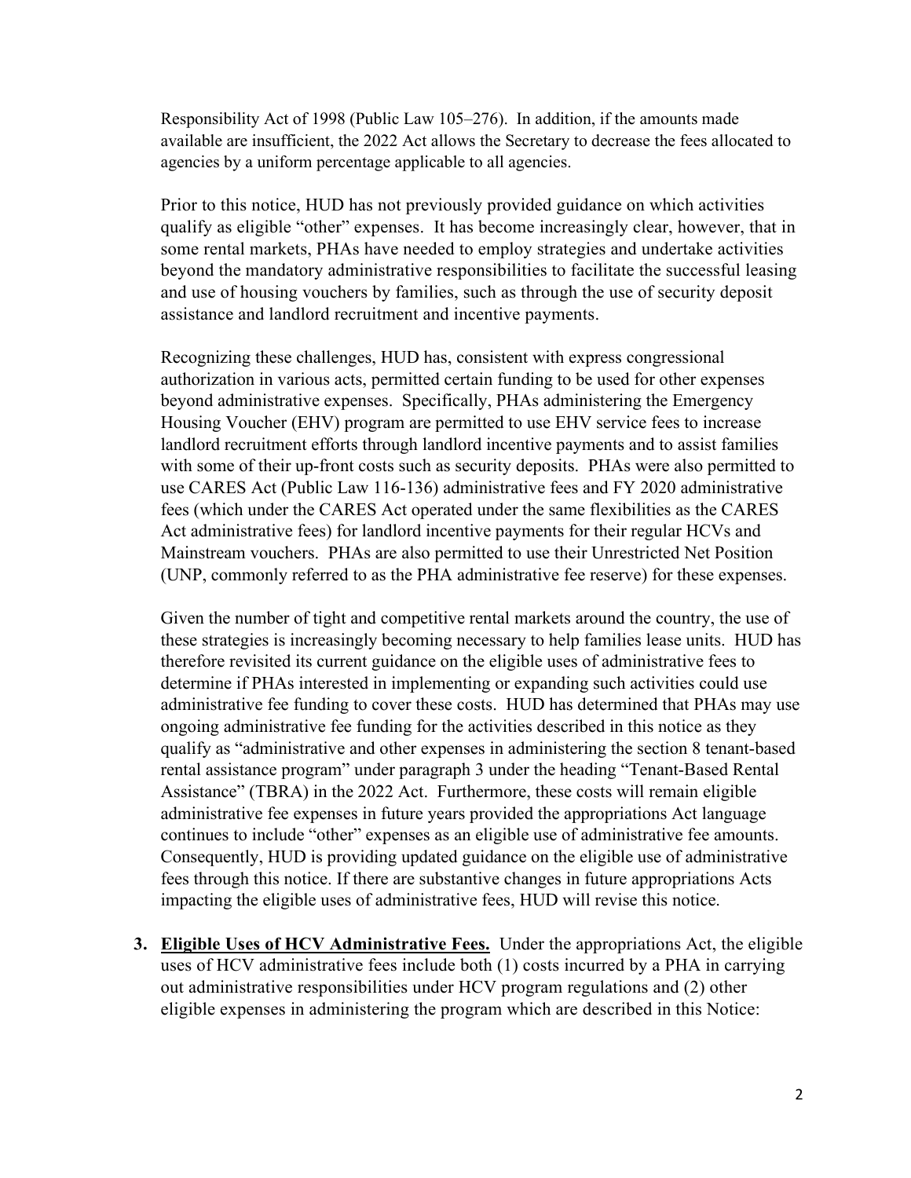Responsibility Act of 1998 (Public Law 105–276). In addition, if the amounts made available are insufficient, the 2022 Act allows the Secretary to decrease the fees allocated to agencies by a uniform percentage applicable to all agencies.

Prior to this notice, HUD has not previously provided guidance on which activities qualify as eligible "other" expenses. It has become increasingly clear, however, that in some rental markets, PHAs have needed to employ strategies and undertake activities beyond the mandatory administrative responsibilities to facilitate the successful leasing and use of housing vouchers by families, such as through the use of security deposit assistance and landlord recruitment and incentive payments.

Recognizing these challenges, HUD has, consistent with express congressional authorization in various acts, permitted certain funding to be used for other expenses beyond administrative expenses. Specifically, PHAs administering the Emergency Housing Voucher (EHV) program are permitted to use EHV service fees to increase landlord recruitment efforts through landlord incentive payments and to assist families with some of their up-front costs such as security deposits. PHAs were also permitted to use CARES Act (Public Law 116-136) administrative fees and FY 2020 administrative fees (which under the CARES Act operated under the same flexibilities as the CARES Act administrative fees) for landlord incentive payments for their regular HCVs and Mainstream vouchers. PHAs are also permitted to use their Unrestricted Net Position (UNP, commonly referred to as the PHA administrative fee reserve) for these expenses.

Given the number of tight and competitive rental markets around the country, the use of these strategies is increasingly becoming necessary to help families lease units. HUD has therefore revisited its current guidance on the eligible uses of administrative fees to determine if PHAs interested in implementing or expanding such activities could use administrative fee funding to cover these costs. HUD has determined that PHAs may use ongoing administrative fee funding for the activities described in this notice as they qualify as "administrative and other expenses in administering the section 8 tenant-based rental assistance program" under paragraph 3 under the heading "Tenant-Based Rental Assistance" (TBRA) in the 2022 Act. Furthermore, these costs will remain eligible administrative fee expenses in future years provided the appropriations Act language continues to include "other" expenses as an eligible use of administrative fee amounts. Consequently, HUD is providing updated guidance on the eligible use of administrative fees through this notice. If there are substantive changes in future appropriations Acts impacting the eligible uses of administrative fees, HUD will revise this notice.

3. **Eligible Uses of HCV Administrative Fees.** Under the appropriations Act, the eligible uses of HCV administrative fees include both (1) costs incurred by a PHA in carrying out administrative responsibilities under HCV program regulations and (2) other eligible expenses in administering the program which are described in this Notice: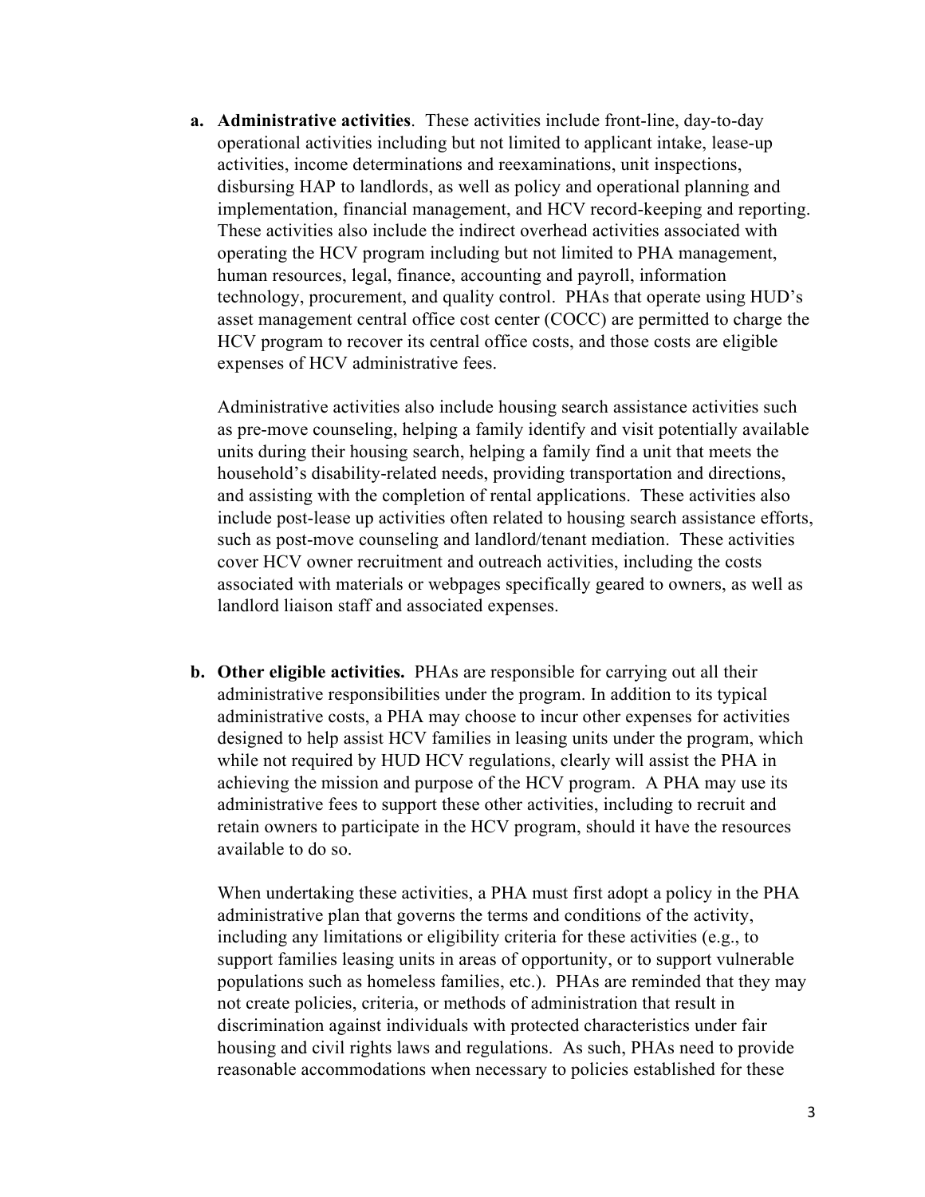a. **Administrative activities**. These activities include front-line, day-to-day operational activities including but not limited to applicant intake, lease-up activities, income determinations and reexaminations, unit inspections, disbursing HAP to landlords, as well as policy and operational planning and implementation, financial management, and HCV record-keeping and reporting. These activities also include the indirect overhead activities associated with operating the HCV program including but not limited to PHA management, human resources, legal, finance, accounting and payroll, information technology, procurement, and quality control. PHAs that operate using HUD's asset management central office cost center (COCC) are permitted to charge the HCV program to recover its central office costs, and those costs are eligible expenses of HCV administrative fees.

   Administrative activities also include housing search assistance activities such as pre-move counseling, helping a family identify and visit potentially available units during their housing search, helping a family find a unit that meets the household's disability-related needs, providing transportation and directions, and assisting with the completion of rental applications. These activities also include post-lease up activities often related to housing search assistance efforts, such as post-move counseling and landlord/tenant mediation. These activities cover HCV owner recruitment and outreach activities, including the costs associated with materials or webpages specifically geared to owners, as well as landlord liaison staff and associated expenses.

b. **Other eligible activities.** PHAs are responsible for carrying out all their administrative responsibilities under the program. In addition to its typical administrative costs, a PHA may choose to incur other expenses for activities designed to help assist HCV families in leasing units under the program, which while not required by HUD HCV regulations, clearly will assist the PHA in achieving the mission and purpose of the HCV program. A PHA may use its administrative fees to support these other activities, including to recruit and retain owners to participate in the HCV program, should it have the resources available to do so.

   When undertaking these activities, a PHA must first adopt a policy in the PHA administrative plan that governs the terms and conditions of the activity, including any limitations or eligibility criteria for these activities (e.g., to support families leasing units in areas of opportunity, or to support vulnerable populations such as homeless families, etc.). PHAs are reminded that they may not create policies, criteria, or methods of administration that result in discrimination against individuals with protected characteristics under fair housing and civil rights laws and regulations. As such, PHAs need to provide reasonable accommodations when necessary to policies established for these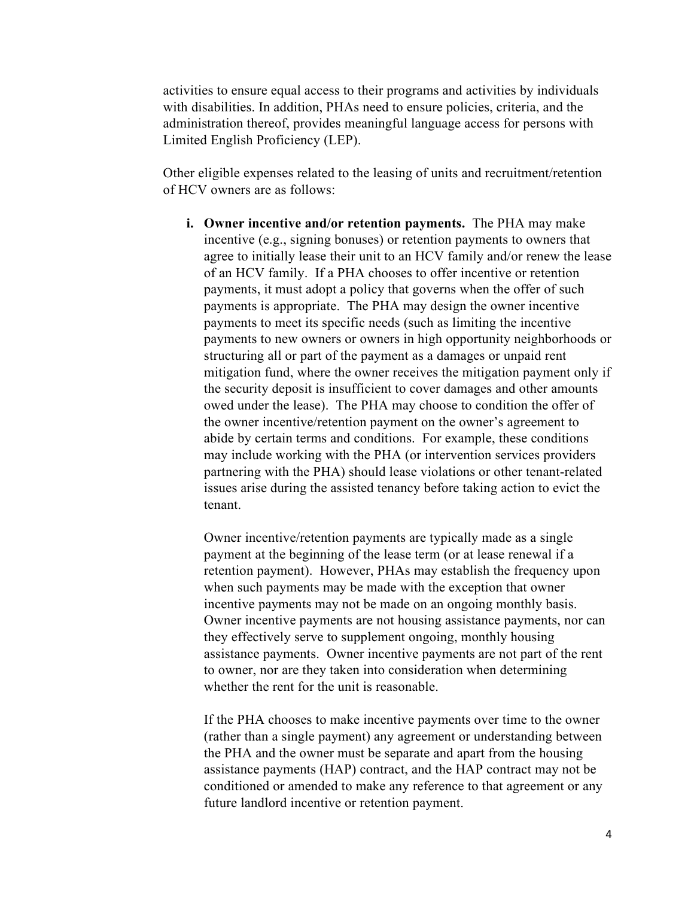activities to ensure equal access to their programs and activities by individuals with disabilities. In addition, PHAs need to ensure policies, criteria, and the administration thereof, provides meaningful language access for persons with Limited English Proficiency (LEP).

Other eligible expenses related to the leasing of units and recruitment/retention of HCV owners are as follows:

**i. Owner incentive and/or retention payments.** The PHA may make incentive (e.g., signing bonuses) or retention payments to owners that agree to initially lease their unit to an HCV family and/or renew the lease of an HCV family. If a PHA chooses to offer incentive or retention payments, it must adopt a policy that governs when the offer of such payments is appropriate. The PHA may design the owner incentive payments to meet its specific needs (such as limiting the incentive payments to new owners or owners in high opportunity neighborhoods or structuring all or part of the payment as a damages or unpaid rent mitigation fund, where the owner receives the mitigation payment only if the security deposit is insufficient to cover damages and other amounts owed under the lease). The PHA may choose to condition the offer of the owner incentive/retention payment on the owner's agreement to abide by certain terms and conditions. For example, these conditions may include working with the PHA (or intervention services providers partnering with the PHA) should lease violations or other tenant-related issues arise during the assisted tenancy before taking action to evict the tenant.

Owner incentive/retention payments are typically made as a single payment at the beginning of the lease term (or at lease renewal if a retention payment). However, PHAs may establish the frequency upon when such payments may be made with the exception that owner incentive payments may not be made on an ongoing monthly basis. Owner incentive payments are not housing assistance payments, nor can they effectively serve to supplement ongoing, monthly housing assistance payments. Owner incentive payments are not part of the rent to owner, nor are they taken into consideration when determining whether the rent for the unit is reasonable.

If the PHA chooses to make incentive payments over time to the owner (rather than a single payment) any agreement or understanding between the PHA and the owner must be separate and apart from the housing assistance payments (HAP) contract, and the HAP contract may not be conditioned or amended to make any reference to that agreement or any future landlord incentive or retention payment.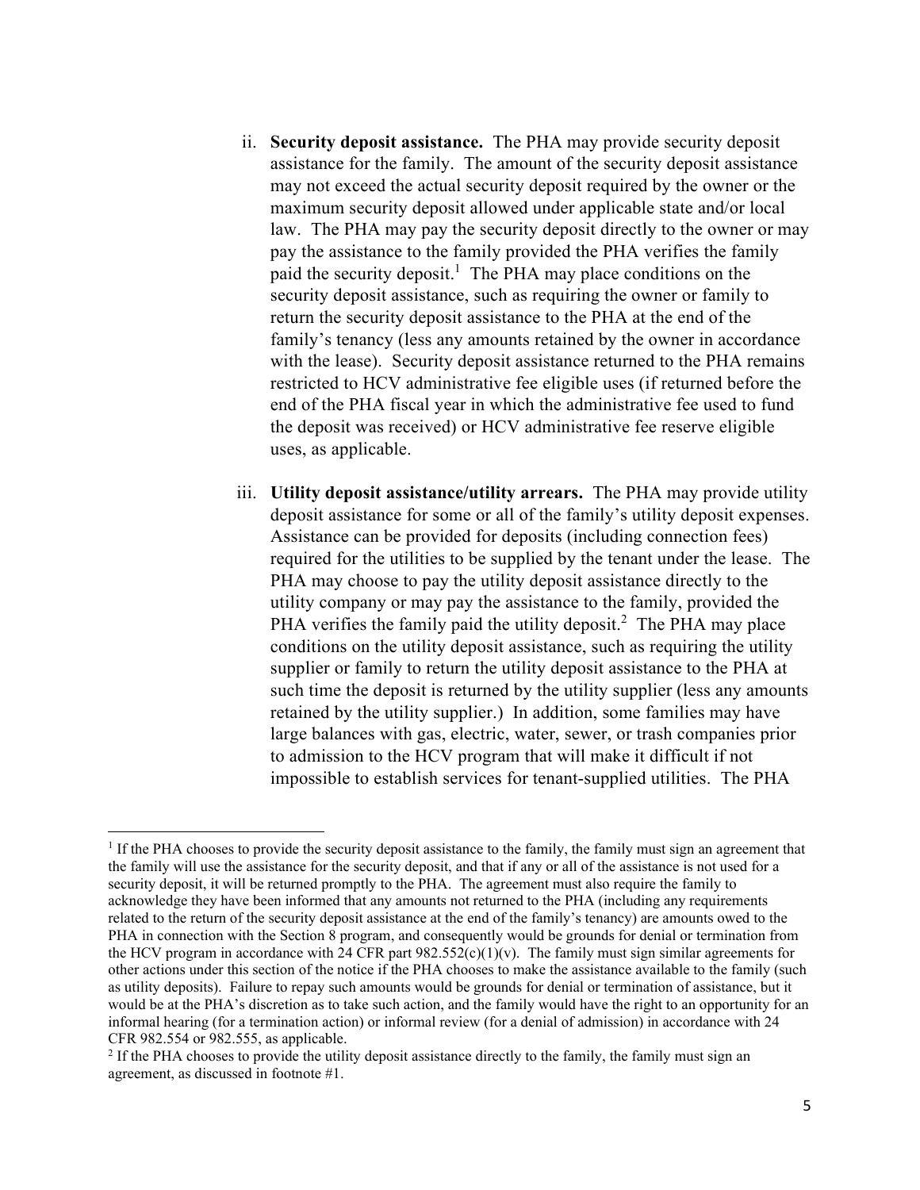ii. **Security deposit assistance.** The PHA may provide security deposit assistance for the family. The amount of the security deposit assistance may not exceed the actual security deposit required by the owner or the maximum security deposit allowed under applicable state and/or local law. The PHA may pay the security deposit directly to the owner or may pay the assistance to the family provided the PHA verifies the family paid the security deposit.[1] The PHA may place conditions on the security deposit assistance, such as requiring the owner or family to return the security deposit assistance to the PHA at the end of the family's tenancy (less any amounts retained by the owner in accordance with the lease). Security deposit assistance returned to the PHA remains restricted to HCV administrative fee eligible uses (if returned before the end of the PHA fiscal year in which the administrative fee used to fund the deposit was received) or HCV administrative fee reserve eligible uses, as applicable.

iii. **Utility deposit assistance/utility arrears.** The PHA may provide utility deposit assistance for some or all of the family's utility deposit expenses. Assistance can be provided for deposits (including connection fees) required for the utilities to be supplied by the tenant under the lease. The PHA may choose to pay the utility deposit assistance directly to the utility company or may pay the assistance to the family, provided the PHA verifies the family paid the utility deposit.[2] The PHA may place conditions on the utility deposit assistance, such as requiring the utility supplier or family to return the utility deposit assistance to the PHA at such time the deposit is returned by the utility supplier (less any amounts retained by the utility supplier.) In addition, some families may have large balances with gas, electric, water, sewer, or trash companies prior to admission to the HCV program that will make it difficult if not impossible to establish services for tenant-supplied utilities. The PHA

---

[1] If the PHA chooses to provide the security deposit assistance to the family, the family must sign an agreement that the family will use the assistance for the security deposit, and that if any or all of the assistance is not used for a security deposit, it will be returned promptly to the PHA. The agreement must also require the family to acknowledge they have been informed that any amounts not returned to the PHA (including any requirements related to the return of the security deposit assistance at the end of the family's tenancy) are amounts owed to the PHA in connection with the Section 8 program, and consequently would be grounds for denial or termination from the HCV program in accordance with 24 CFR part 982.552(c)(1)(v). The family must sign similar agreements for other actions under this section of the notice if the PHA chooses to make the assistance available to the family (such as utility deposits). Failure to repay such amounts would be grounds for denial or termination of assistance, but it would be at the PHA's discretion as to take such action, and the family would have the right to an opportunity for an informal hearing (for a termination action) or informal review (for a denial of admission) in accordance with 24 CFR 982.554 or 982.555, as applicable.

[2] If the PHA chooses to provide the utility deposit assistance directly to the family, the family must sign an agreement, as discussed in footnote #1.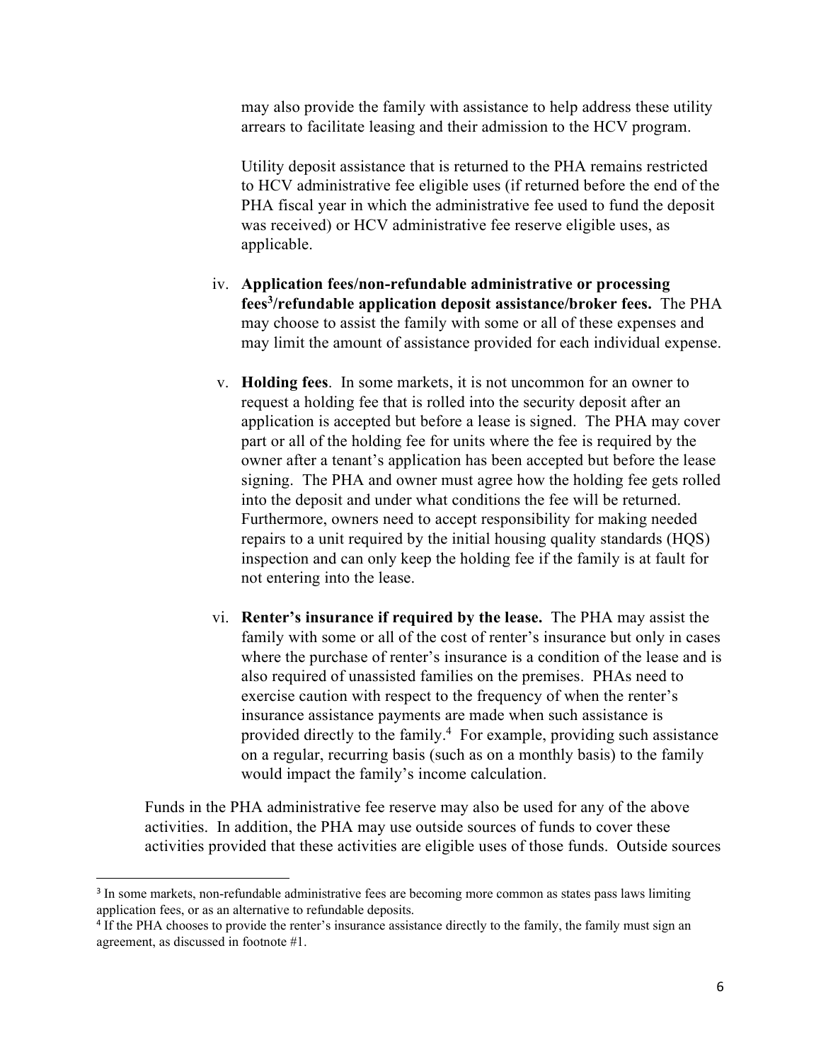may also provide the family with assistance to help address these utility arrears to facilitate leasing and their admission to the HCV program.

Utility deposit assistance that is returned to the PHA remains restricted to HCV administrative fee eligible uses (if returned before the end of the PHA fiscal year in which the administrative fee used to fund the deposit was received) or HCV administrative fee reserve eligible uses, as applicable.

iv. **Application fees/non-refundable administrative or processing fees[3]/refundable application deposit assistance/broker fees.** The PHA may choose to assist the family with some or all of these expenses and may limit the amount of assistance provided for each individual expense.

v. **Holding fees**. In some markets, it is not uncommon for an owner to request a holding fee that is rolled into the security deposit after an application is accepted but before a lease is signed. The PHA may cover part or all of the holding fee for units where the fee is required by the owner after a tenant's application has been accepted but before the lease signing. The PHA and owner must agree how the holding fee gets rolled into the deposit and under what conditions the fee will be returned. Furthermore, owners need to accept responsibility for making needed repairs to a unit required by the initial housing quality standards (HQS) inspection and can only keep the holding fee if the family is at fault for not entering into the lease.

vi. **Renter's insurance if required by the lease.** The PHA may assist the family with some or all of the cost of renter's insurance but only in cases where the purchase of renter's insurance is a condition of the lease and is also required of unassisted families on the premises. PHAs need to exercise caution with respect to the frequency of when the renter's insurance assistance payments are made when such assistance is provided directly to the family.[4] For example, providing such assistance on a regular, recurring basis (such as on a monthly basis) to the family would impact the family's income calculation.

Funds in the PHA administrative fee reserve may also be used for any of the above activities. In addition, the PHA may use outside sources of funds to cover these activities provided that these activities are eligible uses of those funds. Outside sources

---

[3] In some markets, non-refundable administrative fees are becoming more common as states pass laws limiting application fees, or as an alternative to refundable deposits.

[4] If the PHA chooses to provide the renter's insurance assistance directly to the family, the family must sign an agreement, as discussed in footnote #1.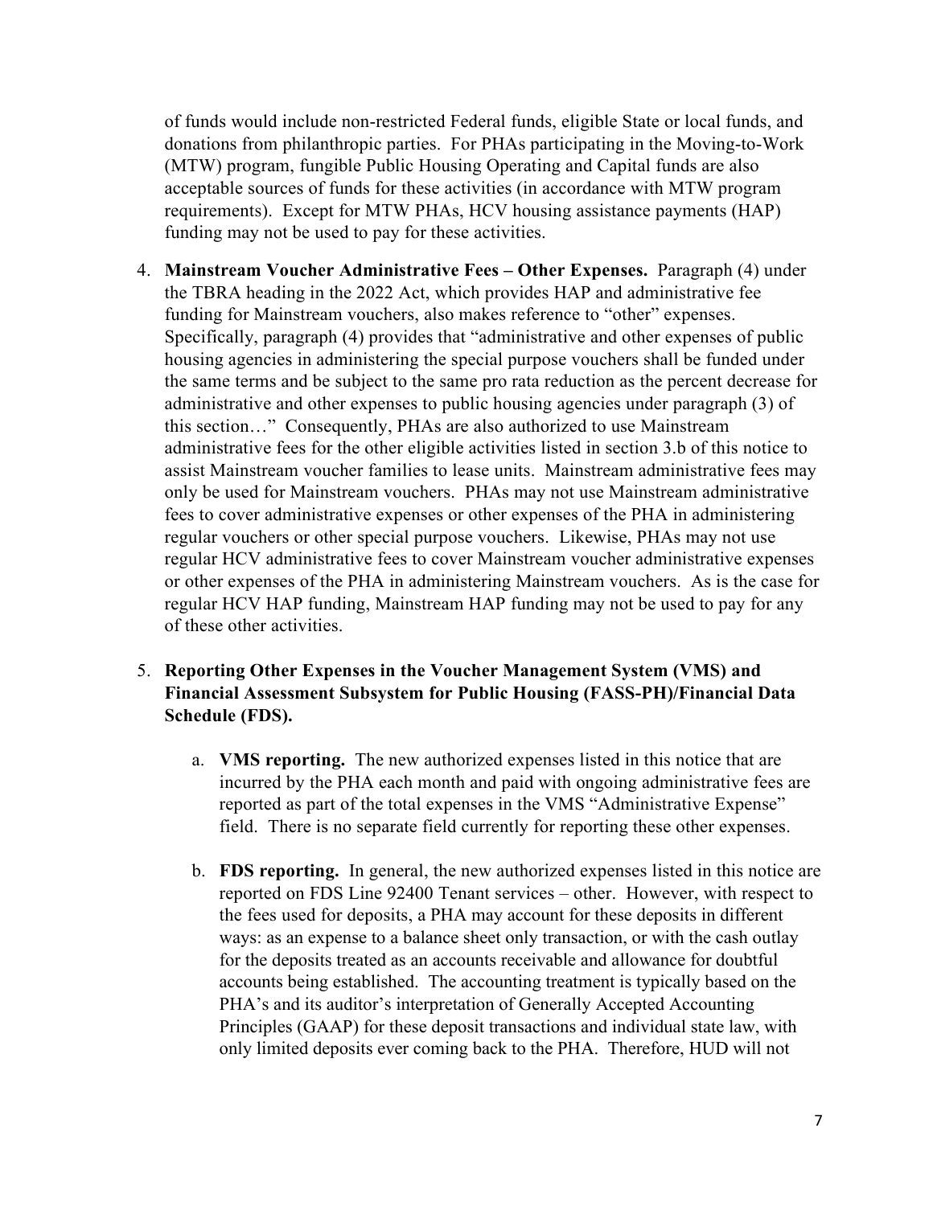of funds would include non-restricted Federal funds, eligible State or local funds, and donations from philanthropic parties. For PHAs participating in the Moving-to-Work (MTW) program, fungible Public Housing Operating and Capital funds are also acceptable sources of funds for these activities (in accordance with MTW program requirements). Except for MTW PHAs, HCV housing assistance payments (HAP) funding may not be used to pay for these activities.

4. **Mainstream Voucher Administrative Fees – Other Expenses.** Paragraph (4) under the TBRA heading in the 2022 Act, which provides HAP and administrative fee funding for Mainstream vouchers, also makes reference to "other" expenses. Specifically, paragraph (4) provides that "administrative and other expenses of public housing agencies in administering the special purpose vouchers shall be funded under the same terms and be subject to the same pro rata reduction as the percent decrease for administrative and other expenses to public housing agencies under paragraph (3) of this section…" Consequently, PHAs are also authorized to use Mainstream administrative fees for the other eligible activities listed in section 3.b of this notice to assist Mainstream voucher families to lease units. Mainstream administrative fees may only be used for Mainstream vouchers. PHAs may not use Mainstream administrative fees to cover administrative expenses or other expenses of the PHA in administering regular vouchers or other special purpose vouchers. Likewise, PHAs may not use regular HCV administrative fees to cover Mainstream voucher administrative expenses or other expenses of the PHA in administering Mainstream vouchers. As is the case for regular HCV HAP funding, Mainstream HAP funding may not be used to pay for any of these other activities.

5. **Reporting Other Expenses in the Voucher Management System (VMS) and Financial Assessment Subsystem for Public Housing (FASS-PH)/Financial Data Schedule (FDS).**

   a. **VMS reporting.** The new authorized expenses listed in this notice that are incurred by the PHA each month and paid with ongoing administrative fees are reported as part of the total expenses in the VMS "Administrative Expense" field. There is no separate field currently for reporting these other expenses.

   b. **FDS reporting.** In general, the new authorized expenses listed in this notice are reported on FDS Line 92400 Tenant services – other. However, with respect to the fees used for deposits, a PHA may account for these deposits in different ways: as an expense to a balance sheet only transaction, or with the cash outlay for the deposits treated as an accounts receivable and allowance for doubtful accounts being established. The accounting treatment is typically based on the PHA's and its auditor's interpretation of Generally Accepted Accounting Principles (GAAP) for these deposit transactions and individual state law, with only limited deposits ever coming back to the PHA. Therefore, HUD will not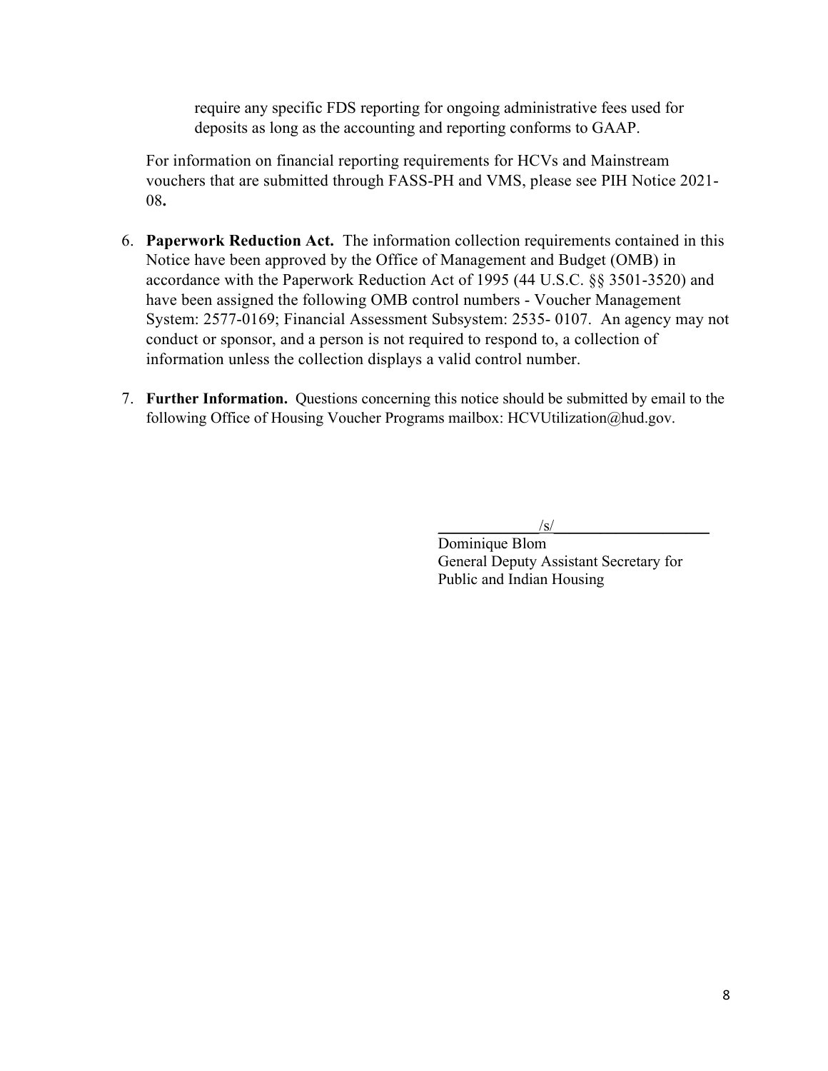require any specific FDS reporting for ongoing administrative fees used for deposits as long as the accounting and reporting conforms to GAAP.

For information on financial reporting requirements for HCVs and Mainstream vouchers that are submitted through FASS-PH and VMS, please see PIH Notice 2021-08**.**

6. **Paperwork Reduction Act.** The information collection requirements contained in this Notice have been approved by the Office of Management and Budget (OMB) in accordance with the Paperwork Reduction Act of 1995 (44 U.S.C. §§ 3501-3520) and have been assigned the following OMB control numbers - Voucher Management System: 2577-0169; Financial Assessment Subsystem: 2535- 0107. An agency may not conduct or sponsor, and a person is not required to respond to, a collection of information unless the collection displays a valid control number.

7. **Further Information.** Questions concerning this notice should be submitted by email to the following Office of Housing Voucher Programs mailbox: HCVUtilization@hud.gov.

/s/

Dominique Blom
General Deputy Assistant Secretary for
Public and Indian Housing